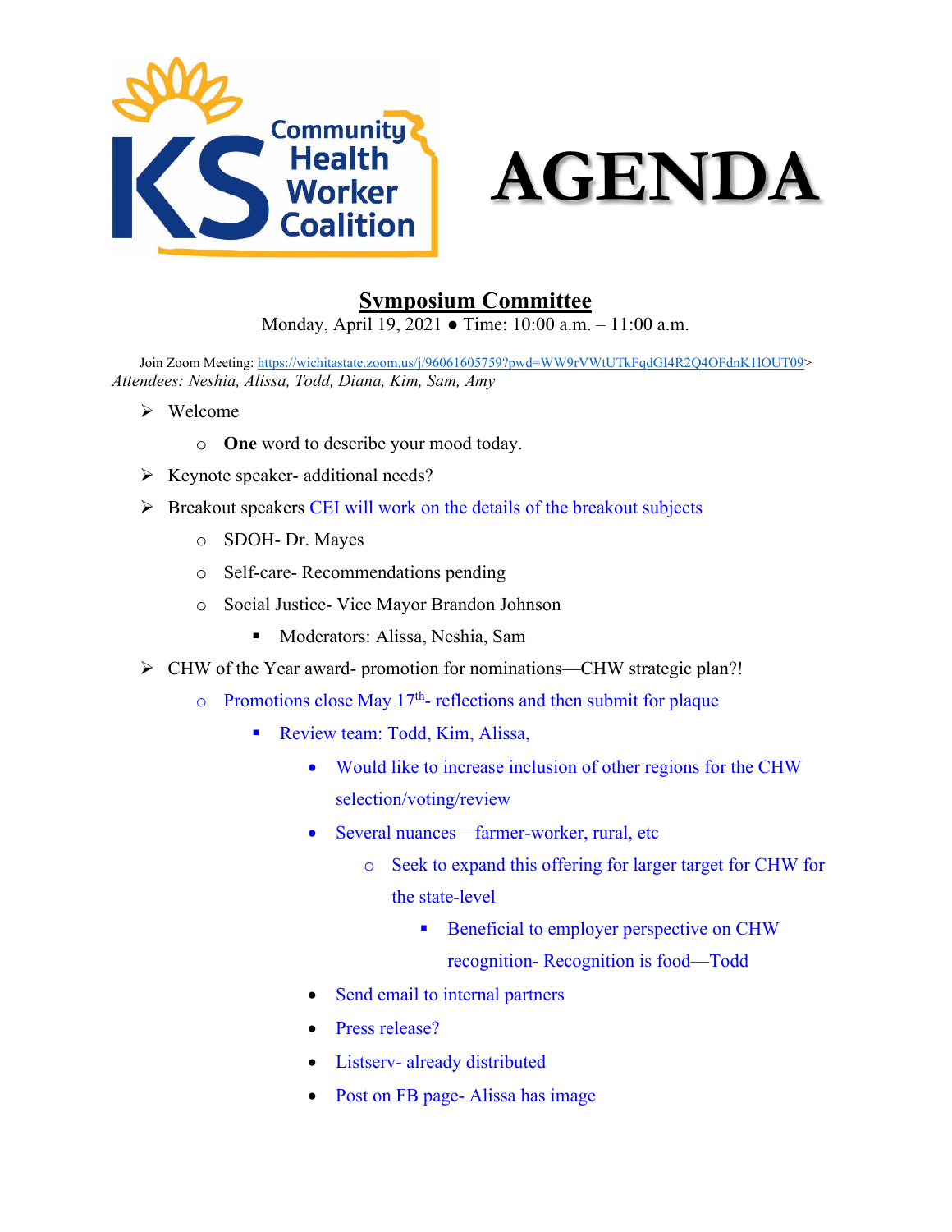# AGENDA

KS Community Health Worker Coalition

## Symposium Committee

Monday, April 19, 2021 ● Time: 10:00 a.m. – 11:00 a.m.

Join Zoom Meeting: <https://wichitastate.zoom.us/j/96061605759?pwd=WW9rVWtUTkFqdGI4R2Q4OFdnK1lOUT09>

*Attendees: Neshia, Alissa, Todd, Diana, Kim, Sam, Amy*

- Welcome
  - **One** word to describe your mood today.
- Keynote speaker- additional needs?
- Breakout speakers CEI will work on the details of the breakout subjects
  - SDOH- Dr. Mayes
  - Self-care- Recommendations pending
  - Social Justice- Vice Mayor Brandon Johnson
    - Moderators: Alissa, Neshia, Sam
- CHW of the Year award- promotion for nominations—CHW strategic plan?!
  - Promotions close May 17th- reflections and then submit for plaque
    - Review team: Todd, Kim, Alissa,
      - Would like to increase inclusion of other regions for the CHW selection/voting/review
      - Several nuances—farmer-worker, rural, etc
        - Seek to expand this offering for larger target for CHW for the state-level
          - Beneficial to employer perspective on CHW recognition- Recognition is food—Todd
      - Send email to internal partners
      - Press release?
      - Listserv- already distributed
      - Post on FB page- Alissa has image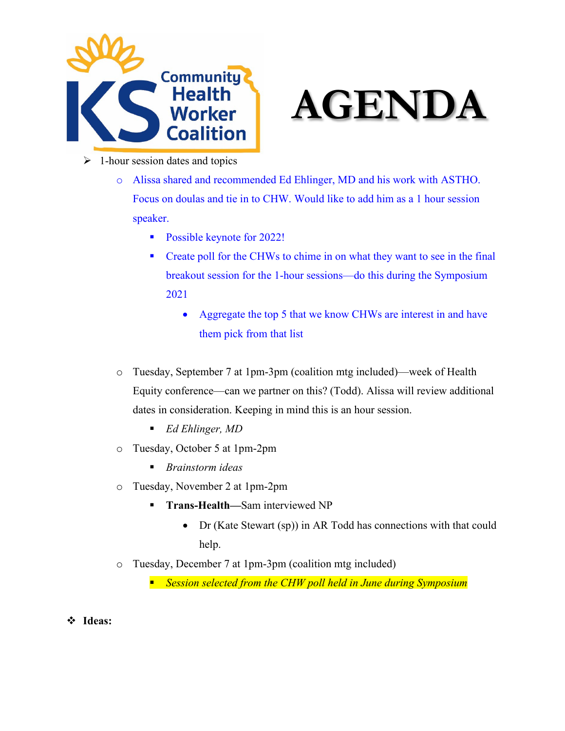# AGENDA

- 1-hour session dates and topics
  - Alissa shared and recommended Ed Ehlinger, MD and his work with ASTHO. Focus on doulas and tie in to CHW. Would like to add him as a 1 hour session speaker.
    - Possible keynote for 2022!
    - Create poll for the CHWs to chime in on what they want to see in the final breakout session for the 1-hour sessions—do this during the Symposium 2021
      - Aggregate the top 5 that we know CHWs are interest in and have them pick from that list
  - Tuesday, September 7 at 1pm-3pm (coalition mtg included)—week of Health Equity conference—can we partner on this? (Todd). Alissa will review additional dates in consideration. Keeping in mind this is an hour session.
    - *Ed Ehlinger, MD*
  - Tuesday, October 5 at 1pm-2pm
    - *Brainstorm ideas*
  - Tuesday, November 2 at 1pm-2pm
    - **Trans-Health—**Sam interviewed NP
      - Dr (Kate Stewart (sp)) in AR Todd has connections with that could help.
  - Tuesday, December 7 at 1pm-3pm (coalition mtg included)
    - *Session selected from the CHW poll held in June during Symposium*

- **Ideas:**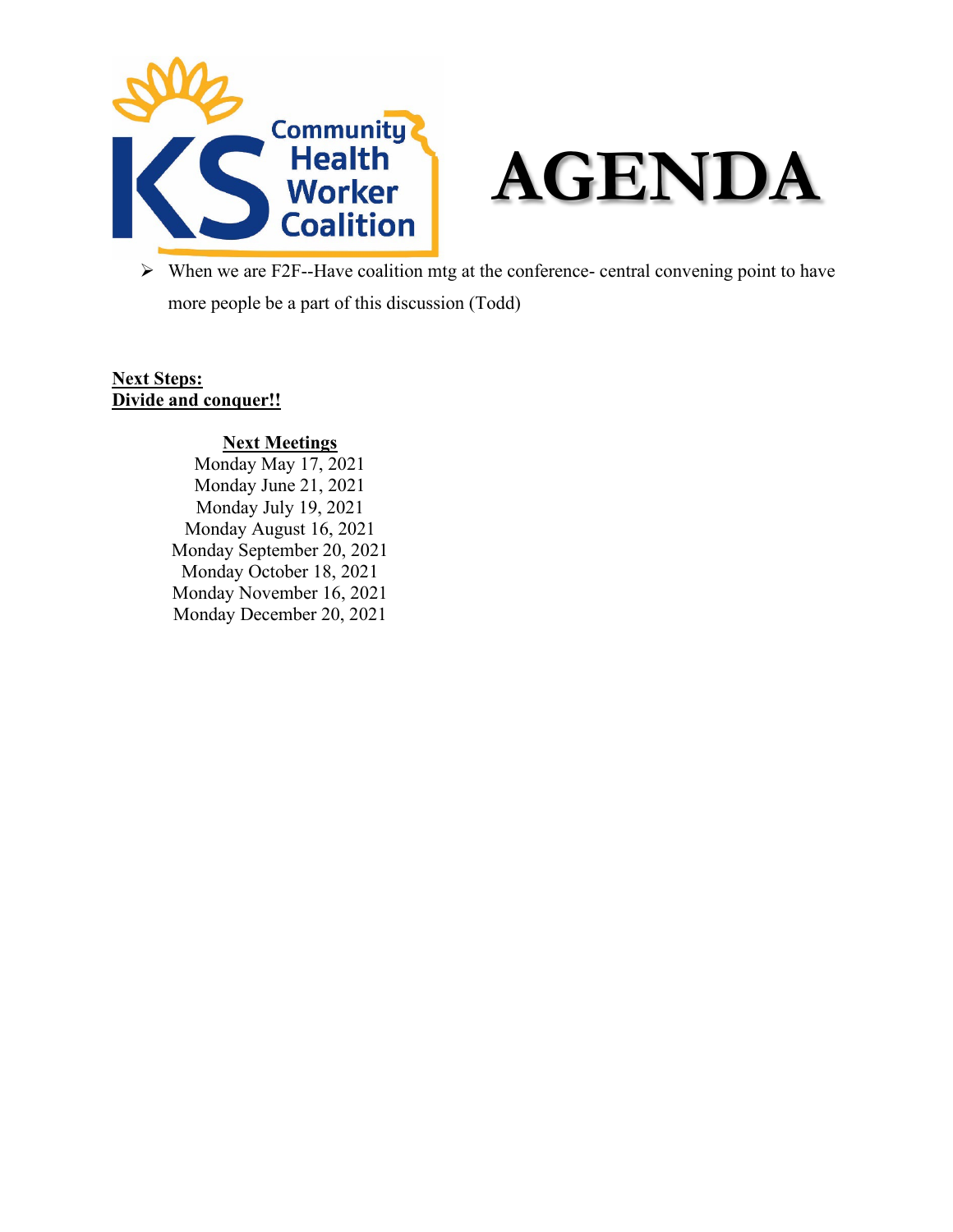KS Community Health Worker Coalition

# AGENDA

- When we are F2F--Have coalition mtg at the conference- central convening point to have more people be a part of this discussion (Todd)

**Next Steps:**
**Divide and conquer!!**

**Next Meetings**

Monday May 17, 2021
Monday June 21, 2021
Monday July 19, 2021
Monday August 16, 2021
Monday September 20, 2021
Monday October 18, 2021
Monday November 16, 2021
Monday December 20, 2021